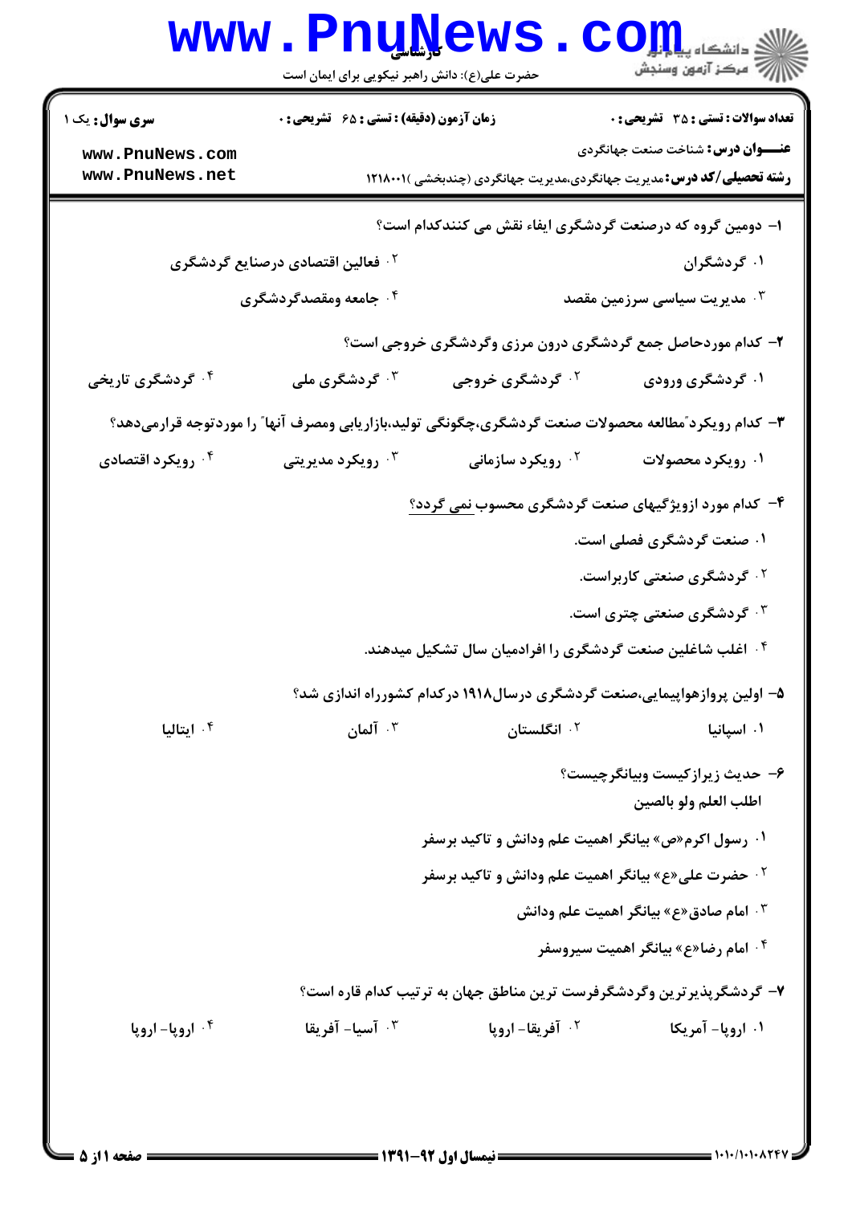**سری سوال:** یک ۱

**زمان آزمون (دقیقه) : تستی : ۶۵ تشریحی : ۰**

**تعداد سوالات : تستی : ۳۵ تشریحی : ۰**

**عنـــوان درس:** شناخت صنعت جهانگردی

**رشته تحصیلی/کد درس:** مدیریت جهانگردی،مدیریت جهانگردی (چندبخشی )۱۲۱۸۰۰۱

۱- دومین گروه که درصنعت گردشگری ایفاء نقش می کنندکدام است؟

۱. گردشگران
۲. فعالین اقتصادی درصنایع گردشگری
۳. مدیریت سیاسی سرزمین مقصد
۴. جامعه ومقصدگردشگری

۲- کدام موردحاصل جمع گردشگری درون مرزی وگردشگری خروجی است؟

۱. گردشگری ورودی
۲. گردشگری خروجی
۳. گردشگری ملی
۴. گردشگری تاریخی

۳- کدام رویکرد "مطالعه محصولات صنعت گردشگری،چگونگی تولید،بازاریابی ومصرف آنها" را موردتوجه قرارمی‌دهد؟

۱. رویکرد محصولات
۲. رویکرد سازمانی
۳. رویکرد مدیریتی
۴. رویکرد اقتصادی

۴- کدام مورد ازویژگیهای صنعت گردشگری محسوب نمی گردد؟

۱. صنعت گردشگری فصلی است.
۲. گردشگری صنعتی کاربراست.
۳. گردشگری صنعتی چتری است.
۴. اغلب شاغلین صنعت گردشگری را افرادمیان سال تشکیل میدهند.

۵- اولین پروازهواپیمایی،صنعت گردشگری درسال۱۹۱۸ درکدام کشورراه اندازی شد؟

۱. اسپانیا
۲. انگلستان
۳. آلمان
۴. ایتالیا

۶- حدیث زیرازکیست وبیانگرچیست؟

اطلب العلم ولو بالصین

۱. رسول اکرم«ص» بیانگر اهمیت علم ودانش و تاکید برسفر
۲. حضرت علی«ع» بیانگر اهمیت علم ودانش و تاکید برسفر
۳. امام صادق«ع» بیانگر اهمیت علم ودانش
۴. امام رضا«ع» بیانگر اهمیت سیروسفر

۷- گردشگرپذیرترین وگردشگرفرست ترین مناطق جهان به ترتیب کدام قاره است؟

۱. اروپا- آمریکا
۲. آفریقا- اروپا
۳. آسیا- آفریقا
۴. اروپا- اروپا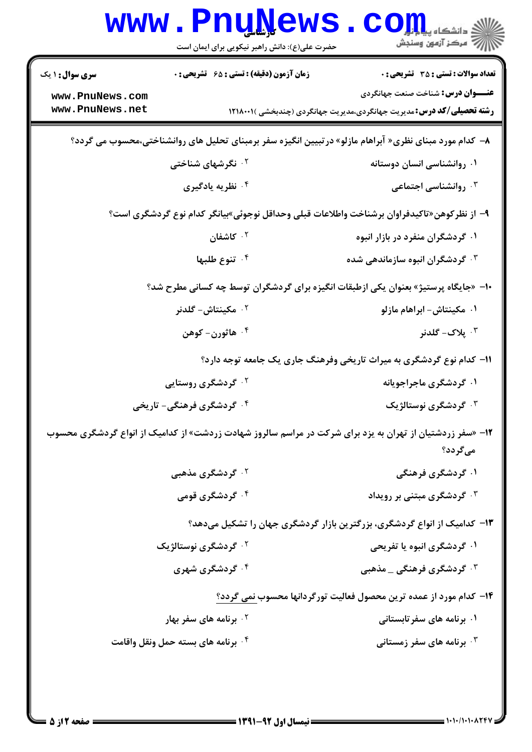**سری سوال:** ۱ یک | **زمان آزمون (دقیقه) : تستی :** ۶۵ **تشریحی :** ۰ | **تعداد سوالات : تستی :** ۳۵ **تشریحی :** ۰

**عنـــوان درس:** شناخت صنعت جهانگردی

**رشته تحصیلی/کد درس:** مدیریت جهانگردی،مدیریت جهانگردی (چندبخشی )۱۲۱۸۰۰۱

۸- کدام مورد مبنای نظری« آبراهام مازلو» درتبیین انگیزه سفر برمبنای تحلیل های روانشناختی،محسوب می گردد؟

۱. روانشناسی انسان دوستانه
۲. نگرشهای شناختی
۳. روانشناسی اجتماعی
۴. نظریه یادگیری

۹- از نظرکوهن«تاکیدفراوان برشناخت واطلاعات قبلی وحداقل نوجوئی»بیانگر کدام نوع گردشگری است؟

۱. گردشگران منفرد در بازار انبوه
۲. کاشفان
۳. گردشگران انبوه سازماندهی شده
۴. تنوع طلبها

۱۰- «جایگاه پرستیژ» بعنوان یکی ازطبقات انگیزه برای گردشگران توسط چه کسانی مطرح شد؟

۱. مکینتاش- ابراهام مازلو
۲. مکینتاش- گلدنر
۳. پلاک- گلدنر
۴. هاثورن- کوهن

۱۱- کدام نوع گردشگری به میراث تاریخی وفرهنگ جاری یک جامعه توجه دارد؟

۱. گردشگری ماجراجویانه
۲. گردشگری روستایی
۳. گردشگری نوستالژیک
۴. گردشگری فرهنگی- تاریخی

۱۲- «سفر زردشتیان از تهران به یزد برای شرکت در مراسم سالروز شهادت زردشت» از کدامیک از انواع گردشگری محسوب می‌گردد؟

۱. گردشگری فرهنگی
۲. گردشگری مذهبی
۳. گردشگری مبتنی بر رویداد
۴. گردشگری قومی

۱۳- کدامیک از انواع گردشگری، بزرگترین بازار گردشگری جهان را تشکیل می‌دهد؟

۱. گردشگری انبوه یا تفریحی
۲. گردشگری نوستالژیک
۳. گردشگری فرهنگی ـ مذهبی
۴. گردشگری شهری

۱۴- کدام مورد از عمده ترین محصول فعالیت تورگردانها محسوب نمی گردد؟

۱. برنامه های سفرتابستانی
۲. برنامه های سفر بهار
۳. برنامه های سفر زمستانی
۴. برنامه های بسته حمل ونقل واقامت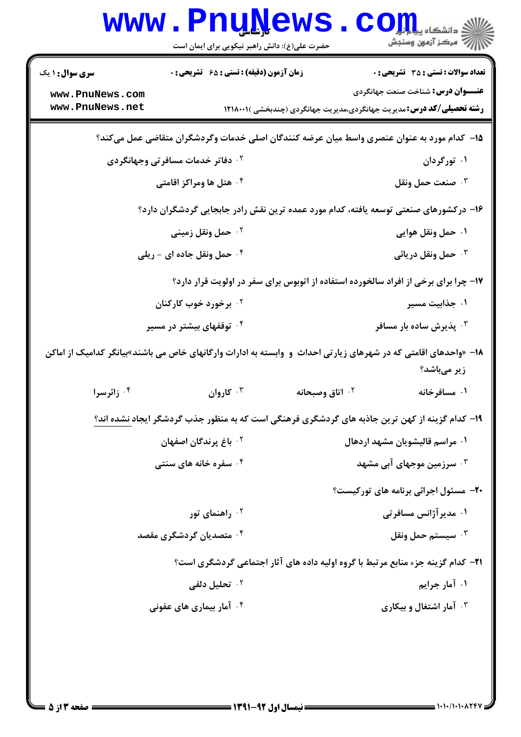**سری سوال:** ۱ یک

**زمان آزمون (دقیقه) : تستی :** ۶۵ **تشریحی :** ۰

**تعداد سوالات : تستی :** ۳۵ **تشریحی :** ۰

**عنـــوان درس:** شناخت صنعت جهانگردی

**رشته تحصیلی/کد درس:** مدیریت جهانگردی،مدیریت جهانگردی (چندبخشی )۱۲۱۸۰۰۱

۱۵- کدام مورد به عنوان عنصری واسط میان عرضه کنندگان اصلی خدمات وگردشگران متقاضی عمل می‌کند؟

۱. تورگردان

۲. دفاتر خدمات مسافرتی وجهانگردی

۳. صنعت حمل ونقل

۴. هتل ها ومراکز اقامتی

۱۶- درکشورهای صنعتی توسعه یافته، کدام مورد عمده ترین نقش رادر جابجایی گردشگران دارد؟

۱. حمل ونقل هوایی

۲. حمل ونقل زمینی

۳. حمل ونقل دریائی

۴. حمل ونقل جاده ای - ریلی

۱۷- چرا برای برخی از افراد سالخورده استفاده از اتوبوس برای سفر در اولویت قرار دارد؟

۱. جذابیت مسیر

۲. برخورد خوب کارکنان

۳. پذیرش ساده بار مسافر

۴. توقفهای بیشتر در مسیر

۱۸- «واحدهای اقامتی که در شهرهای زیارتی احداث و وابسته به ادارات وارگانهای خاص می باشند»بیانگر کدامیک از اماکن زیر می‌باشد؟

۱. مسافرخانه

۲. اتاق وصبحانه

۳. کاروان

۴. زائرسرا

۱۹- کدام گزینه از کهن ترین جاذبه های گردشگری فرهنگی است که به منظور جذب گردشگر ایجاد نشده اند؟

۱. مراسم قالیشویان مشهد اردهال

۲. باغ پرندگان اصفهان

۳. سرزمین موجهای آبی مشهد

۴. سفره خانه های سنتی

۲۰- مسئول اجرائی برنامه های تورکیست؟

۱. مدیرآژانس مسافرتی

۲. راهنمای تور

۳. سیستم حمل ونقل

۴. متصدیان گردشگری مقصد

۲۱- کدام گزینه جزء منابع مرتبط با گروه اولیه داده های آثار اجتماعی گردشگری است؟

۱. آمار جرایم

۲. تحلیل دلفی

۳. آمار اشتغال و بیکاری

۴. آمار بیماری های عفونی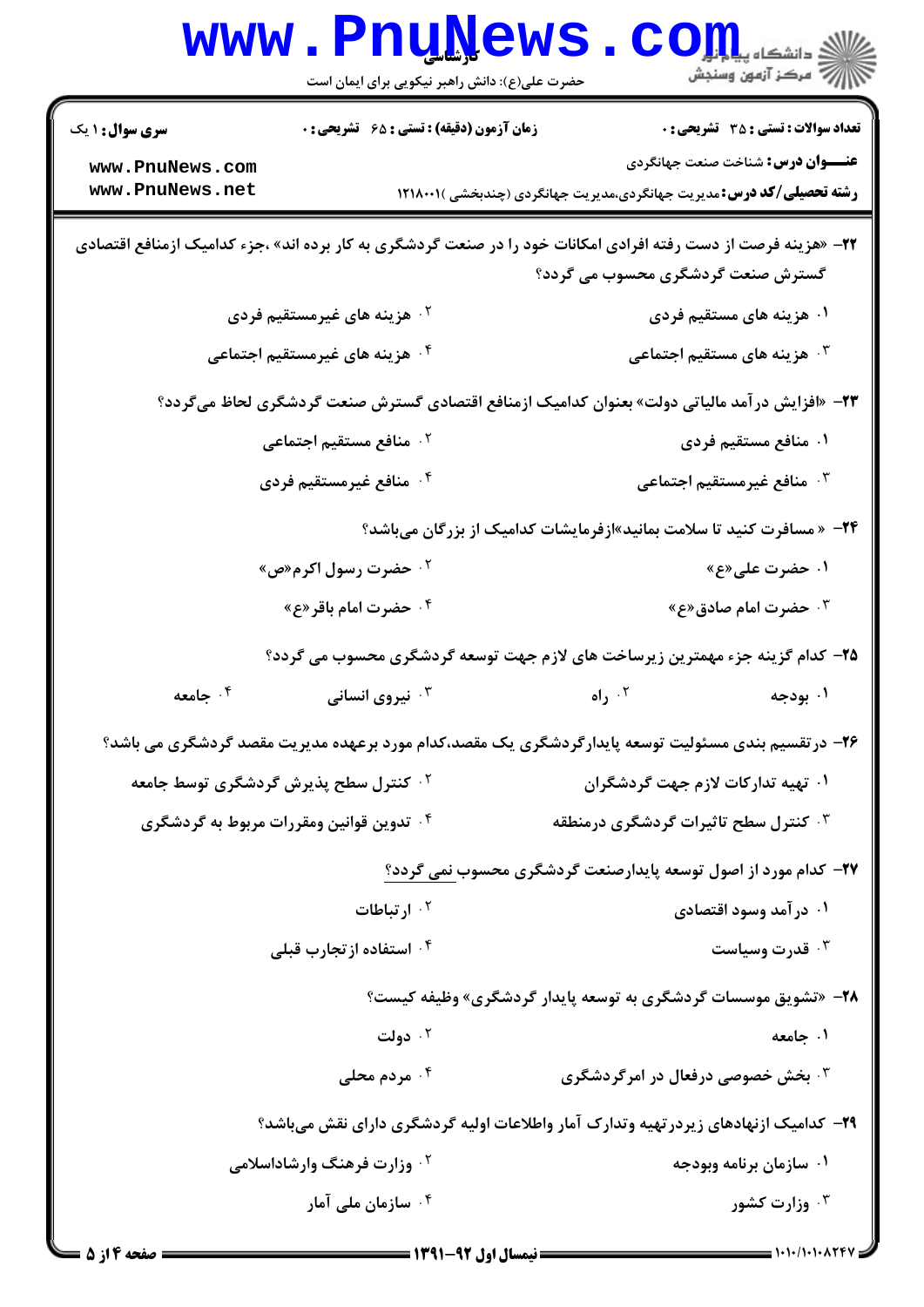۲۲- «هزینه فرصت از دست رفته افرادی امکانات خود را در صنعت گردشگری به کار برده اند» ،جزء کدامیک ازمنافع اقتصادی گسترش صنعت گردشگری محسوب می گردد؟

۱. هزینه های مستقیم فردی
۲. هزینه های غیرمستقیم فردی
۳. هزینه های مستقیم اجتماعی
۴. هزینه های غیرمستقیم اجتماعی

۲۳- «افزایش درآمد مالیاتی دولت» بعنوان کدامیک ازمنافع اقتصادی گسترش صنعت گردشگری لحاظ می‌گردد؟

۱. منافع مستقیم فردی
۲. منافع مستقیم اجتماعی
۳. منافع غیرمستقیم اجتماعی
۴. منافع غیرمستقیم فردی

۲۴- « مسافرت کنید تا سلامت بمانید»ازفرمایشات کدامیک از بزرگان می‌باشد؟

۱. حضرت علی«ع»
۲. حضرت رسول اکرم«ص»
۳. حضرت امام صادق«ع»
۴. حضرت امام باقر«ع»

۲۵- کدام گزینه جزء مهمترین زیرساخت های لازم جهت توسعه گردشگری محسوب می گردد؟

۱. بودجه
۲. راه
۳. نیروی انسانی
۴. جامعه

۲۶- درتقسیم بندی مسئولیت توسعه پایدارگردشگری یک مقصد،کدام مورد برعهده مدیریت مقصد گردشگری می باشد؟

۱. تهیه تدارکات لازم جهت گردشگران
۲. کنترل سطح پذیرش گردشگری توسط جامعه
۳. کنترل سطح تاثیرات گردشگری درمنطقه
۴. تدوین قوانین ومقررات مربوط به گردشگری

۲۷- کدام مورد از اصول توسعه پایدارصنعت گردشگری محسوب نمی گردد؟

۱. درآمد وسود اقتصادی
۲. ارتباطات
۳. قدرت وسیاست
۴. استفاده ازتجارب قبلی

۲۸- «تشویق موسسات گردشگری به توسعه پایدار گردشگری» وظیفه کیست؟

۱. جامعه
۲. دولت
۳. بخش خصوصی درفعال در امرگردشگری
۴. مردم محلی

۲۹- کدامیک ازنهادهای زیردرتهیه وتدارک آمار واطلاعات اولیه گردشگری دارای نقش می‌باشد؟

۱. سازمان برنامه وبودجه
۲. وزارت فرهنگ وارشاداسلامی
۳. وزارت کشور
۴. سازمان ملی آمار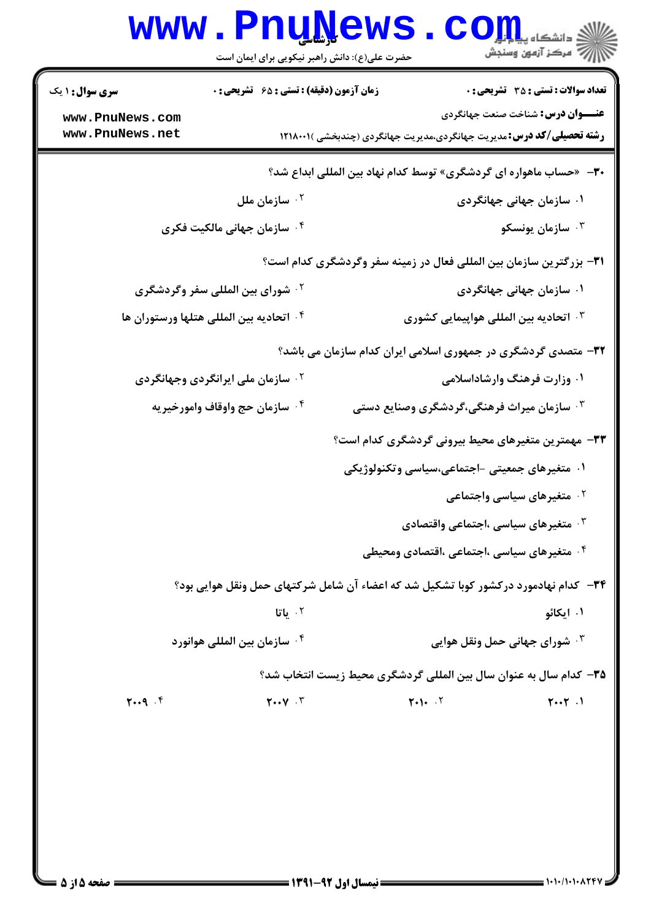۳۰- «حساب ماهواره ای گردشگری» توسط کدام نهاد بین المللی ابداع شد؟

۱. سازمان جهانی جهانگردی
۲. سازمان ملل
۳. سازمان یونسکو
۴. سازمان جهانی مالکیت فکری

۳۱- بزرگترین سازمان بین المللی فعال در زمینه سفر وگردشگری کدام است؟

۱. سازمان جهانی جهانگردی
۲. شورای بین المللی سفر وگردشگری
۳. اتحادیه بین المللی هواپیمایی کشوری
۴. اتحادیه بین المللی هتلها ورستوران ها

۳۲- متصدی گردشگری در جمهوری اسلامی ایران کدام سازمان می باشد؟

۱. وزارت فرهنگ وارشاداسلامی
۲. سازمان ملی ایرانگردی وجهانگردی
۳. سازمان میراث فرهنگی،گردشگری وصنایع دستی
۴. سازمان حج واوقاف وامورخیریه

۳۳- مهمترین متغیرهای محیط بیرونی گردشگری کدام است؟

۱. متغیرهای جمعیتی -اجتماعی،سیاسی وتکنولوژیکی
۲. متغیرهای سیاسی واجتماعی
۳. متغیرهای سیاسی ،اجتماعی واقتصادی
۴. متغیرهای سیاسی ،اجتماعی ،اقتصادی ومحیطی

۳۴- کدام نهادمورد درکشور کوبا تشکیل شد که اعضاء آن شامل شرکتهای حمل ونقل هوایی بود؟

۱. ایکائو
۲. یاتا
۳. شورای جهانی حمل ونقل هوایی
۴. سازمان بین المللی هوانورد

۳۵- کدام سال به عنوان سال بین المللی گردشگری محیط زیست انتخاب شد؟

۱. ۲۰۰۲
۲. ۲۰۱۰
۳. ۲۰۰۷
۴. ۲۰۰۹